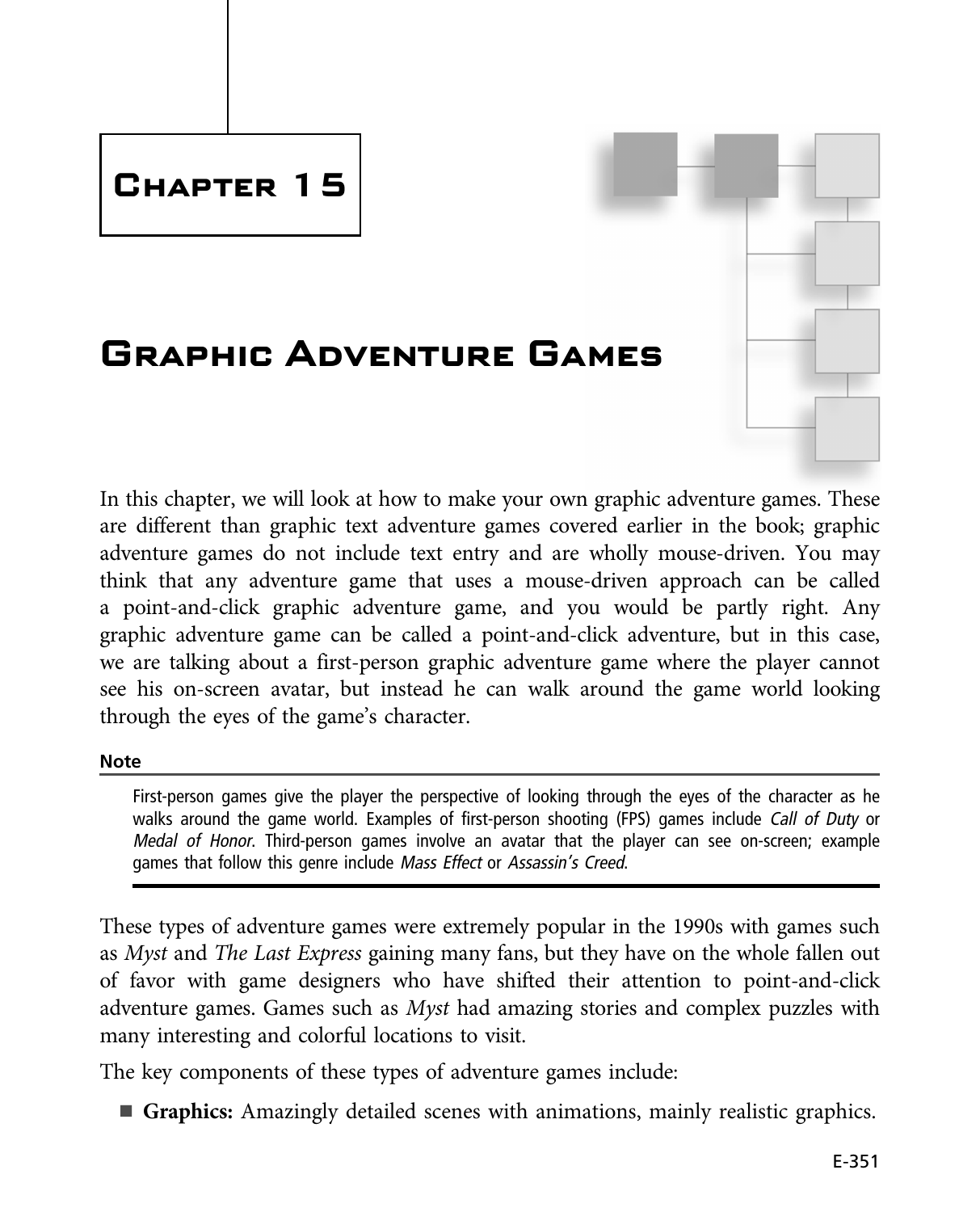# Chapter 15

# Graphic Adventure Games

In this chapter, we will look at how to make your own graphic adventure games. These are different than graphic text adventure games covered earlier in the book; graphic adventure games do not include text entry and are wholly mouse-driven. You may think that any adventure game that uses a mouse-driven approach can be called a point-and-click graphic adventure game, and you would be partly right. Any graphic adventure game can be called a point-and-click adventure, but in this case, we are talking about a first-person graphic adventure game where the player cannot see his on-screen avatar, but instead he can walk around the game world looking through the eyes of the game's character.

**Note**

First-person games give the player the perspective of looking through the eyes of the character as he walks around the game world. Examples of first-person shooting (FPS) games include *Call of Duty* or *Medal of Honor*. Third-person games involve an avatar that the player can see on-screen; example games that follow this genre include *Mass Effect* or *Assassin's Creed*.

These types of adventure games were extremely popular in the 1990s with games such as *Myst* and *The Last Express* gaining many fans, but they have on the whole fallen out of favor with game designers who have shifted their attention to point-and-click adventure games. Games such as *Myst* had amazing stories and complex puzzles with many interesting and colorful locations to visit.

The key components of these types of adventure games include:

- **Graphics:** Amazingly detailed scenes with animations, mainly realistic graphics.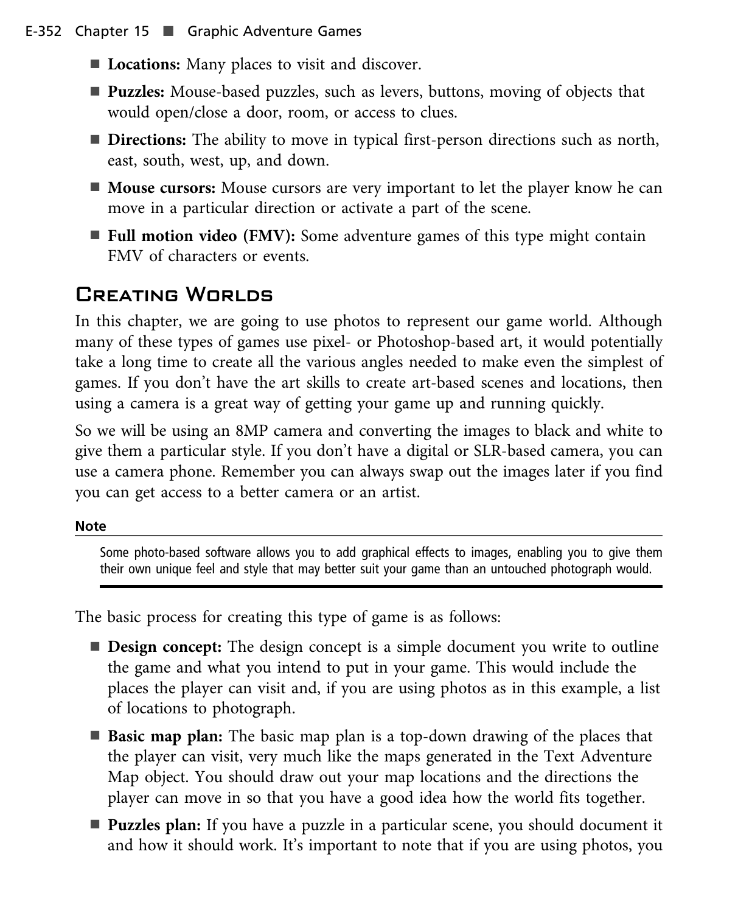- **Locations:** Many places to visit and discover.
- **Puzzles:** Mouse-based puzzles, such as levers, buttons, moving of objects that would open/close a door, room, or access to clues.
- **Directions:** The ability to move in typical first-person directions such as north, east, south, west, up, and down.
- **Mouse cursors:** Mouse cursors are very important to let the player know he can move in a particular direction or activate a part of the scene.
- **Full motion video (FMV):** Some adventure games of this type might contain FMV of characters or events.

## Creating Worlds

In this chapter, we are going to use photos to represent our game world. Although many of these types of games use pixel- or Photoshop-based art, it would potentially take a long time to create all the various angles needed to make even the simplest of games. If you don't have the art skills to create art-based scenes and locations, then using a camera is a great way of getting your game up and running quickly.

So we will be using an 8MP camera and converting the images to black and white to give them a particular style. If you don't have a digital or SLR-based camera, you can use a camera phone. Remember you can always swap out the images later if you find you can get access to a better camera or an artist.

**Note**

Some photo-based software allows you to add graphical effects to images, enabling you to give them their own unique feel and style that may better suit your game than an untouched photograph would.

The basic process for creating this type of game is as follows:

- **Design concept:** The design concept is a simple document you write to outline the game and what you intend to put in your game. This would include the places the player can visit and, if you are using photos as in this example, a list of locations to photograph.
- **Basic map plan:** The basic map plan is a top-down drawing of the places that the player can visit, very much like the maps generated in the Text Adventure Map object. You should draw out your map locations and the directions the player can move in so that you have a good idea how the world fits together.
- **Puzzles plan:** If you have a puzzle in a particular scene, you should document it and how it should work. It's important to note that if you are using photos, you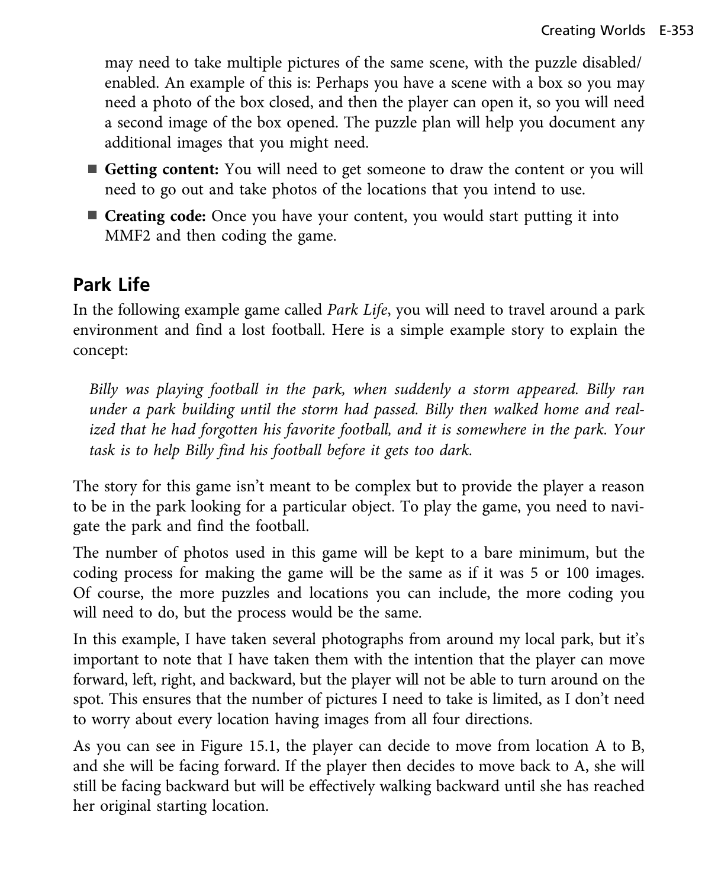may need to take multiple pictures of the same scene, with the puzzle disabled/ enabled. An example of this is: Perhaps you have a scene with a box so you may need a photo of the box closed, and then the player can open it, so you will need a second image of the box opened. The puzzle plan will help you document any additional images that you might need.

- **Getting content:** You will need to get someone to draw the content or you will need to go out and take photos of the locations that you intend to use.
- **Creating code:** Once you have your content, you would start putting it into MMF2 and then coding the game.

## Park Life

In the following example game called *Park Life*, you will need to travel around a park environment and find a lost football. Here is a simple example story to explain the concept:

*Billy was playing football in the park, when suddenly a storm appeared. Billy ran under a park building until the storm had passed. Billy then walked home and realized that he had forgotten his favorite football, and it is somewhere in the park. Your task is to help Billy find his football before it gets too dark.*

The story for this game isn't meant to be complex but to provide the player a reason to be in the park looking for a particular object. To play the game, you need to navigate the park and find the football.

The number of photos used in this game will be kept to a bare minimum, but the coding process for making the game will be the same as if it was 5 or 100 images. Of course, the more puzzles and locations you can include, the more coding you will need to do, but the process would be the same.

In this example, I have taken several photographs from around my local park, but it's important to note that I have taken them with the intention that the player can move forward, left, right, and backward, but the player will not be able to turn around on the spot. This ensures that the number of pictures I need to take is limited, as I don't need to worry about every location having images from all four directions.

As you can see in Figure 15.1, the player can decide to move from location A to B, and she will be facing forward. If the player then decides to move back to A, she will still be facing backward but will be effectively walking backward until she has reached her original starting location.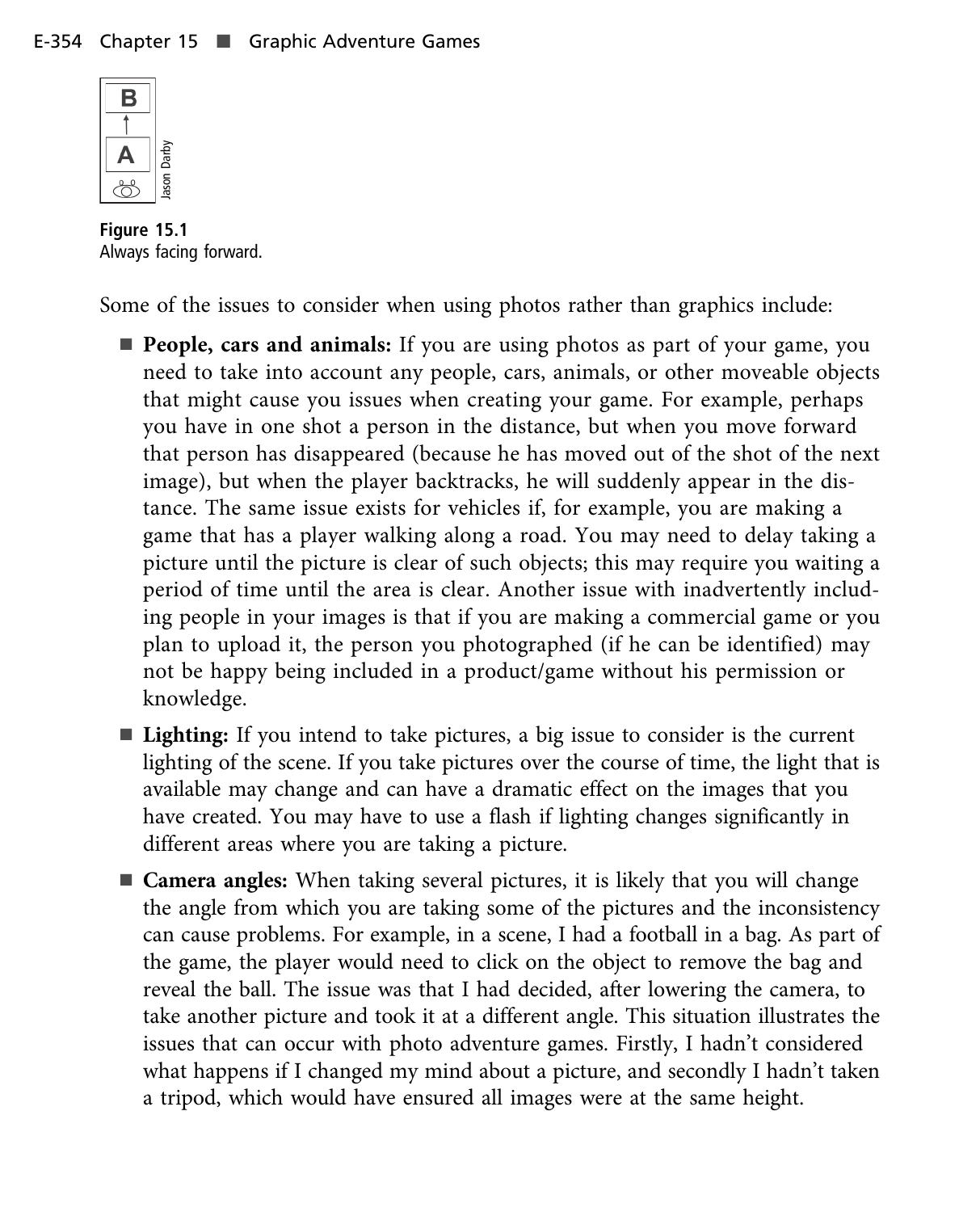**Figure 15.1**
Always facing forward.

Some of the issues to consider when using photos rather than graphics include:

- **People, cars and animals:** If you are using photos as part of your game, you need to take into account any people, cars, animals, or other moveable objects that might cause you issues when creating your game. For example, perhaps you have in one shot a person in the distance, but when you move forward that person has disappeared (because he has moved out of the shot of the next image), but when the player backtracks, he will suddenly appear in the distance. The same issue exists for vehicles if, for example, you are making a game that has a player walking along a road. You may need to delay taking a picture until the picture is clear of such objects; this may require you waiting a period of time until the area is clear. Another issue with inadvertently including people in your images is that if you are making a commercial game or you plan to upload it, the person you photographed (if he can be identified) may not be happy being included in a product/game without his permission or knowledge.
- **Lighting:** If you intend to take pictures, a big issue to consider is the current lighting of the scene. If you take pictures over the course of time, the light that is available may change and can have a dramatic effect on the images that you have created. You may have to use a flash if lighting changes significantly in different areas where you are taking a picture.
- **Camera angles:** When taking several pictures, it is likely that you will change the angle from which you are taking some of the pictures and the inconsistency can cause problems. For example, in a scene, I had a football in a bag. As part of the game, the player would need to click on the object to remove the bag and reveal the ball. The issue was that I had decided, after lowering the camera, to take another picture and took it at a different angle. This situation illustrates the issues that can occur with photo adventure games. Firstly, I hadn't considered what happens if I changed my mind about a picture, and secondly I hadn't taken a tripod, which would have ensured all images were at the same height.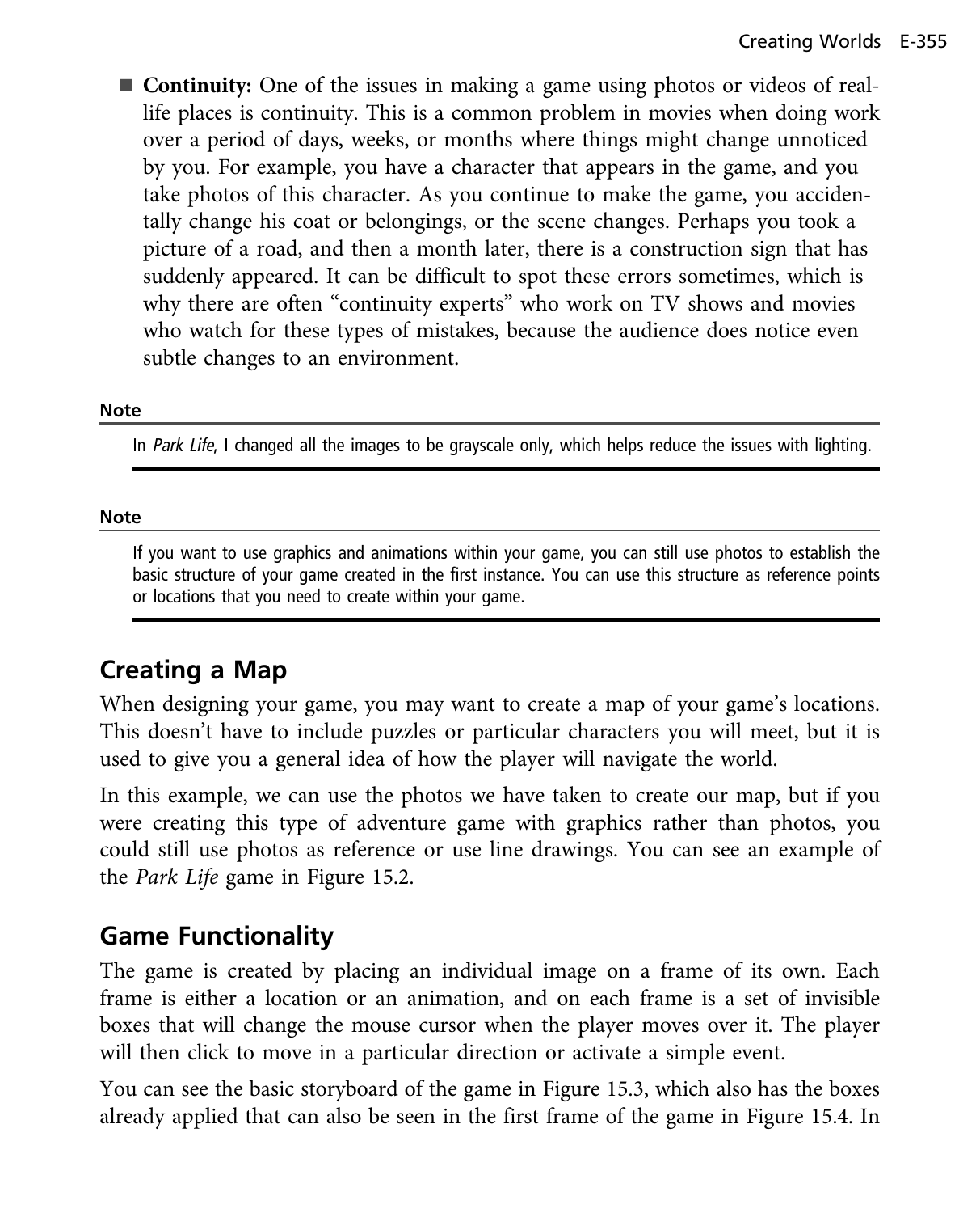- **Continuity:** One of the issues in making a game using photos or videos of real-life places is continuity. This is a common problem in movies when doing work over a period of days, weeks, or months where things might change unnoticed by you. For example, you have a character that appears in the game, and you take photos of this character. As you continue to make the game, you accidentally change his coat or belongings, or the scene changes. Perhaps you took a picture of a road, and then a month later, there is a construction sign that has suddenly appeared. It can be difficult to spot these errors sometimes, which is why there are often "continuity experts" who work on TV shows and movies who watch for these types of mistakes, because the audience does notice even subtle changes to an environment.

**Note**

In *Park Life*, I changed all the images to be grayscale only, which helps reduce the issues with lighting.

**Note**

If you want to use graphics and animations within your game, you can still use photos to establish the basic structure of your game created in the first instance. You can use this structure as reference points or locations that you need to create within your game.

## Creating a Map

When designing your game, you may want to create a map of your game's locations. This doesn't have to include puzzles or particular characters you will meet, but it is used to give you a general idea of how the player will navigate the world.

In this example, we can use the photos we have taken to create our map, but if you were creating this type of adventure game with graphics rather than photos, you could still use photos as reference or use line drawings. You can see an example of the *Park Life* game in Figure 15.2.

## Game Functionality

The game is created by placing an individual image on a frame of its own. Each frame is either a location or an animation, and on each frame is a set of invisible boxes that will change the mouse cursor when the player moves over it. The player will then click to move in a particular direction or activate a simple event.

You can see the basic storyboard of the game in Figure 15.3, which also has the boxes already applied that can also be seen in the first frame of the game in Figure 15.4. In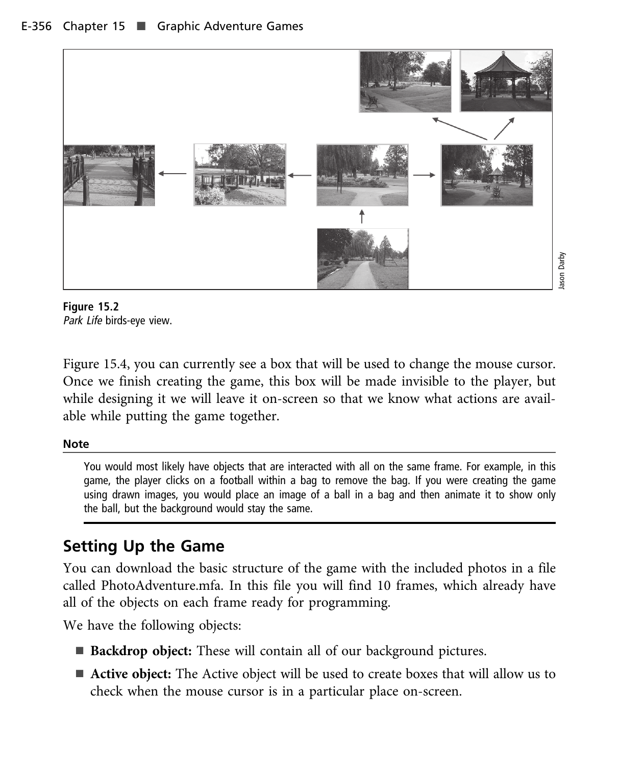Figure 15.2
*Park Life* birds-eye view.

Figure 15.4, you can currently see a box that will be used to change the mouse cursor. Once we finish creating the game, this box will be made invisible to the player, but while designing it we will leave it on-screen so that we know what actions are available while putting the game together.

**Note**

You would most likely have objects that are interacted with all on the same frame. For example, in this game, the player clicks on a football within a bag to remove the bag. If you were creating the game using drawn images, you would place an image of a ball in a bag and then animate it to show only the ball, but the background would stay the same.

## Setting Up the Game

You can download the basic structure of the game with the included photos in a file called PhotoAdventure.mfa. In this file you will find 10 frames, which already have all of the objects on each frame ready for programming.

We have the following objects:

- **Backdrop object:** These will contain all of our background pictures.
- **Active object:** The Active object will be used to create boxes that will allow us to check when the mouse cursor is in a particular place on-screen.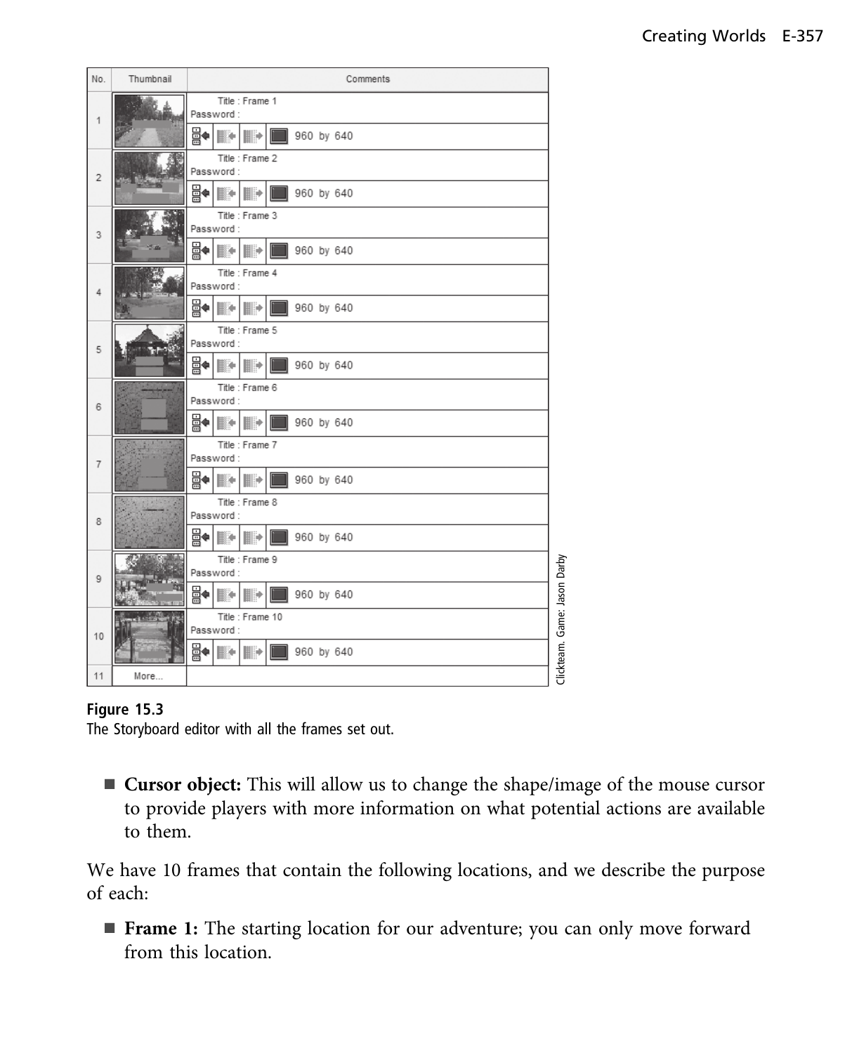| No. | Thumbnail | Comments |
|---|---|---|
| 1 | | Title : Frame 1<br>Password :<br>960 by 640 |
| 2 | | Title : Frame 2<br>Password :<br>960 by 640 |
| 3 | | Title : Frame 3<br>Password :<br>960 by 640 |
| 4 | | Title : Frame 4<br>Password :<br>960 by 640 |
| 5 | | Title : Frame 5<br>Password :<br>960 by 640 |
| 6 | | Title : Frame 6<br>Password :<br>960 by 640 |
| 7 | | Title : Frame 7<br>Password :<br>960 by 640 |
| 8 | | Title : Frame 8<br>Password :<br>960 by 640 |
| 9 | | Title : Frame 9<br>Password :<br>960 by 640 |
| 10 | | Title : Frame 10<br>Password :<br>960 by 640 |
| 11 | More... | |

Clickteam. Game: Jason Darby

**Figure 15.3**
The Storyboard editor with all the frames set out.

- **Cursor object:** This will allow us to change the shape/image of the mouse cursor to provide players with more information on what potential actions are available to them.

We have 10 frames that contain the following locations, and we describe the purpose of each:

- **Frame 1:** The starting location for our adventure; you can only move forward from this location.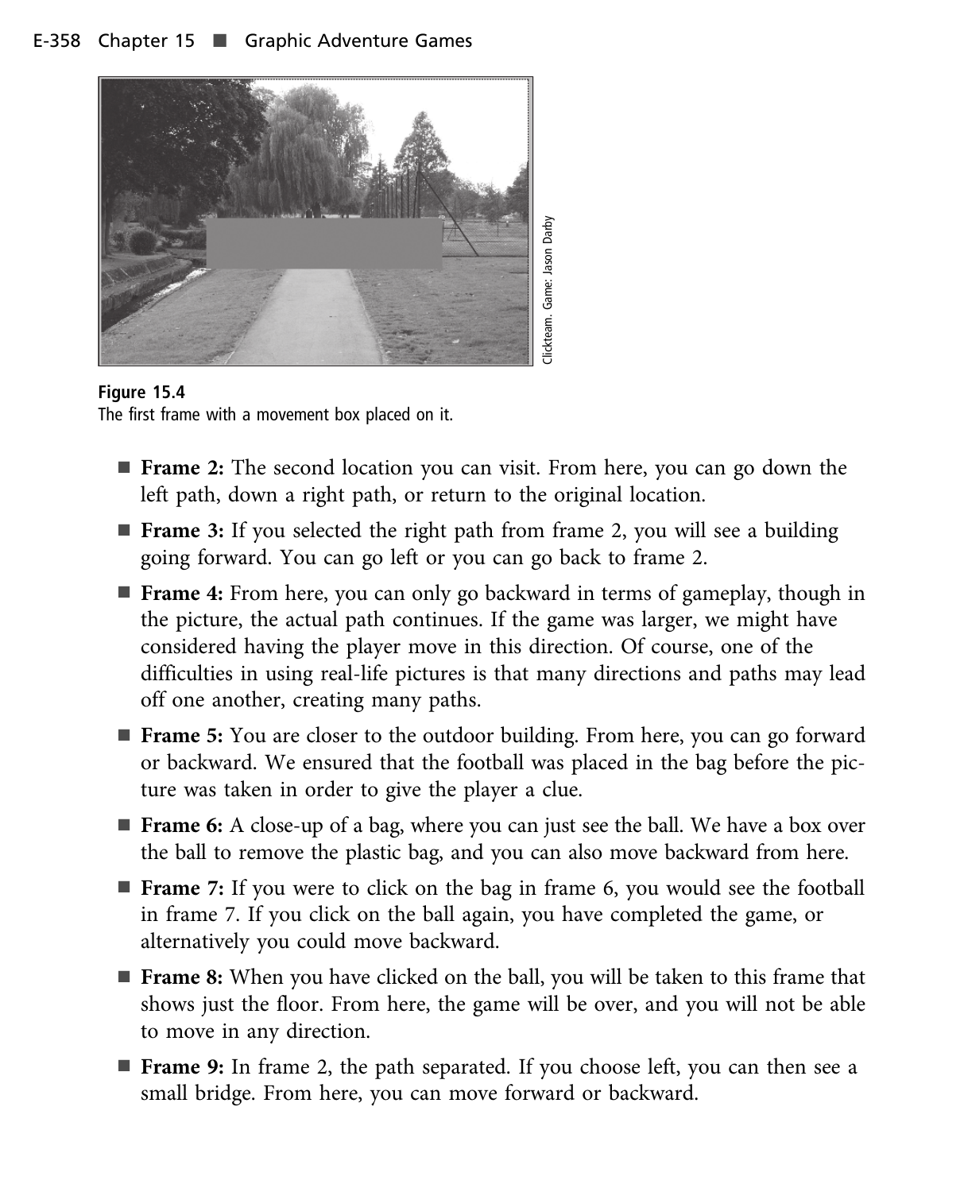**Figure 15.4**
The first frame with a movement box placed on it.

- **Frame 2:** The second location you can visit. From here, you can go down the left path, down a right path, or return to the original location.
- **Frame 3:** If you selected the right path from frame 2, you will see a building going forward. You can go left or you can go back to frame 2.
- **Frame 4:** From here, you can only go backward in terms of gameplay, though in the picture, the actual path continues. If the game was larger, we might have considered having the player move in this direction. Of course, one of the difficulties in using real-life pictures is that many directions and paths may lead off one another, creating many paths.
- **Frame 5:** You are closer to the outdoor building. From here, you can go forward or backward. We ensured that the football was placed in the bag before the picture was taken in order to give the player a clue.
- **Frame 6:** A close-up of a bag, where you can just see the ball. We have a box over the ball to remove the plastic bag, and you can also move backward from here.
- **Frame 7:** If you were to click on the bag in frame 6, you would see the football in frame 7. If you click on the ball again, you have completed the game, or alternatively you could move backward.
- **Frame 8:** When you have clicked on the ball, you will be taken to this frame that shows just the floor. From here, the game will be over, and you will not be able to move in any direction.
- **Frame 9:** In frame 2, the path separated. If you choose left, you can then see a small bridge. From here, you can move forward or backward.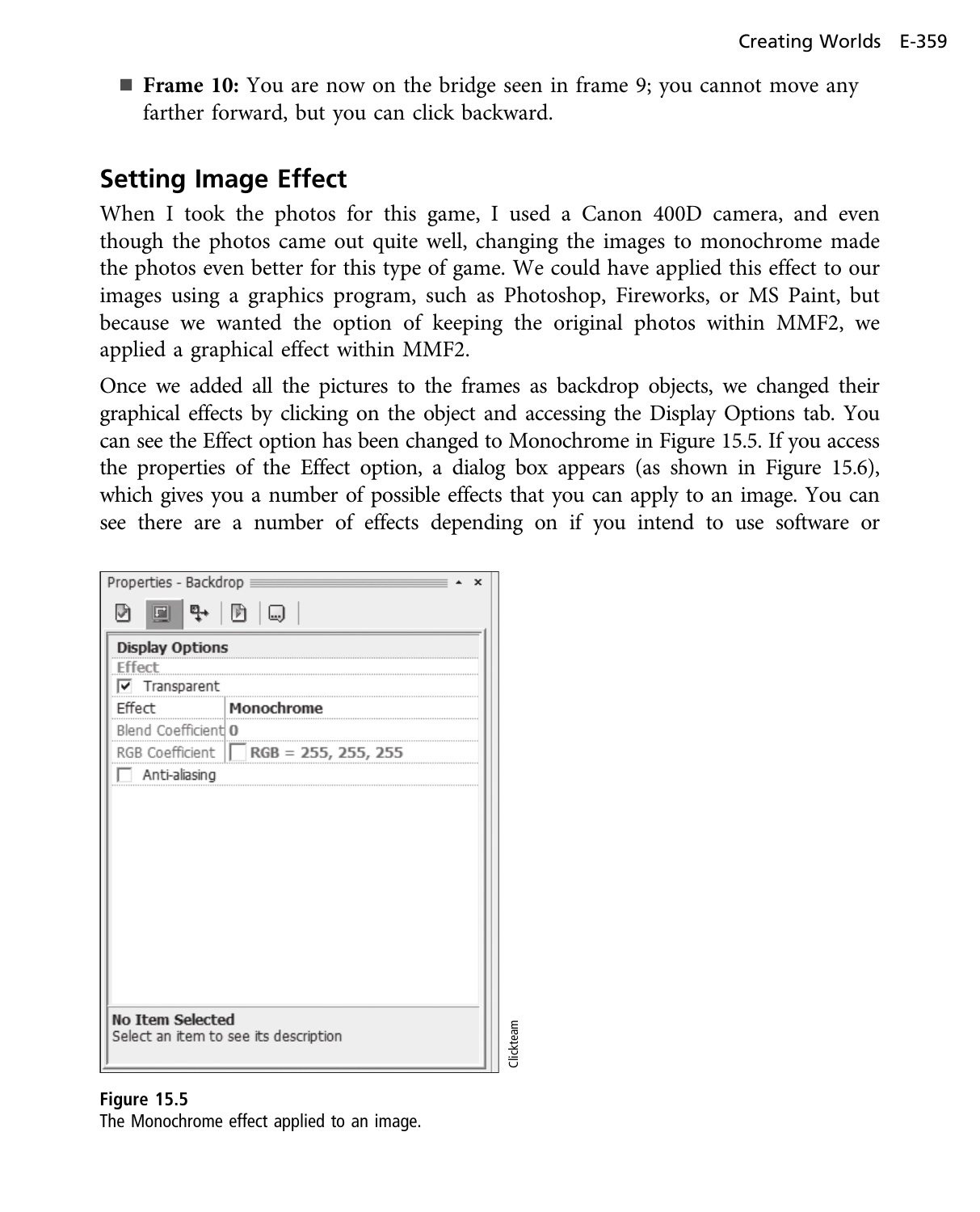- **Frame 10:** You are now on the bridge seen in frame 9; you cannot move any farther forward, but you can click backward.

## Setting Image Effect

When I took the photos for this game, I used a Canon 400D camera, and even though the photos came out quite well, changing the images to monochrome made the photos even better for this type of game. We could have applied this effect to our images using a graphics program, such as Photoshop, Fireworks, or MS Paint, but because we wanted the option of keeping the original photos within MMF2, we applied a graphical effect within MMF2.

Once we added all the pictures to the frames as backdrop objects, we changed their graphical effects by clicking on the object and accessing the Display Options tab. You can see the Effect option has been changed to Monochrome in Figure 15.5. If you access the properties of the Effect option, a dialog box appears (as shown in Figure 15.6), which gives you a number of possible effects that you can apply to an image. You can see there are a number of effects depending on if you intend to use software or

**Figure 15.5**
The Monochrome effect applied to an image.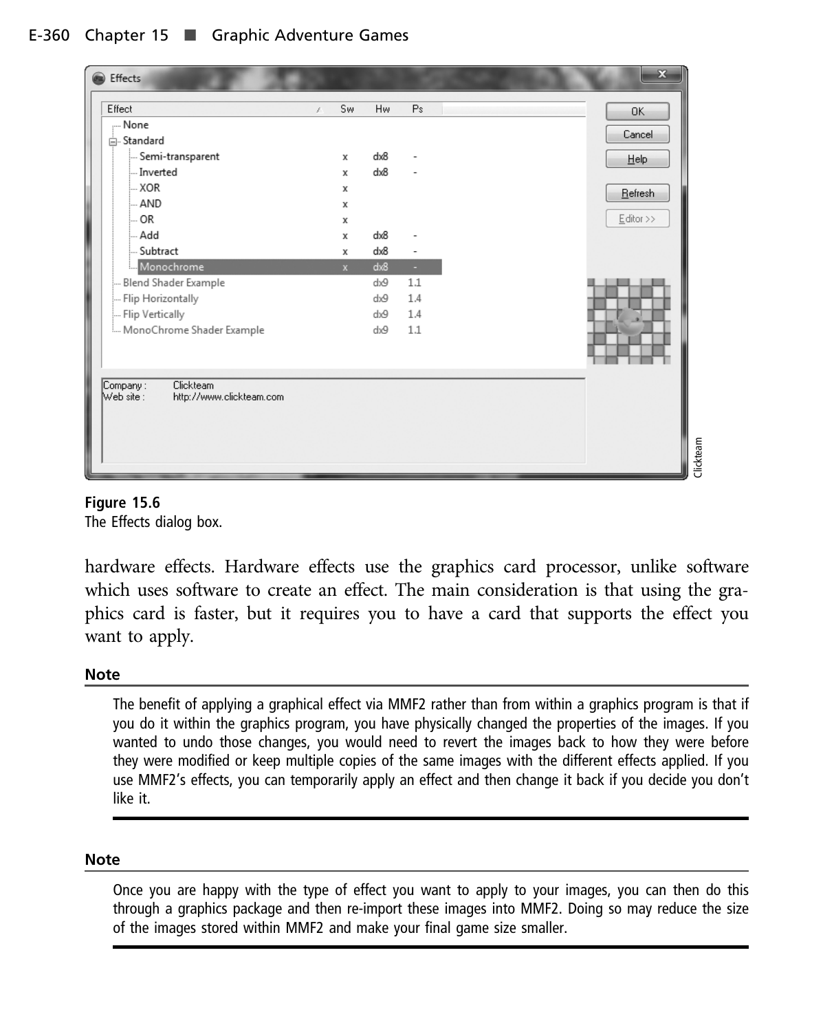**Figure 15.6**
The Effects dialog box.

hardware effects. Hardware effects use the graphics card processor, unlike software which uses software to create an effect. The main consideration is that using the graphics card is faster, but it requires you to have a card that supports the effect you want to apply.

**Note**

The benefit of applying a graphical effect via MMF2 rather than from within a graphics program is that if you do it within the graphics program, you have physically changed the properties of the images. If you wanted to undo those changes, you would need to revert the images back to how they were before they were modified or keep multiple copies of the same images with the different effects applied. If you use MMF2's effects, you can temporarily apply an effect and then change it back if you decide you don't like it.

**Note**

Once you are happy with the type of effect you want to apply to your images, you can then do this through a graphics package and then re-import these images into MMF2. Doing so may reduce the size of the images stored within MMF2 and make your final game size smaller.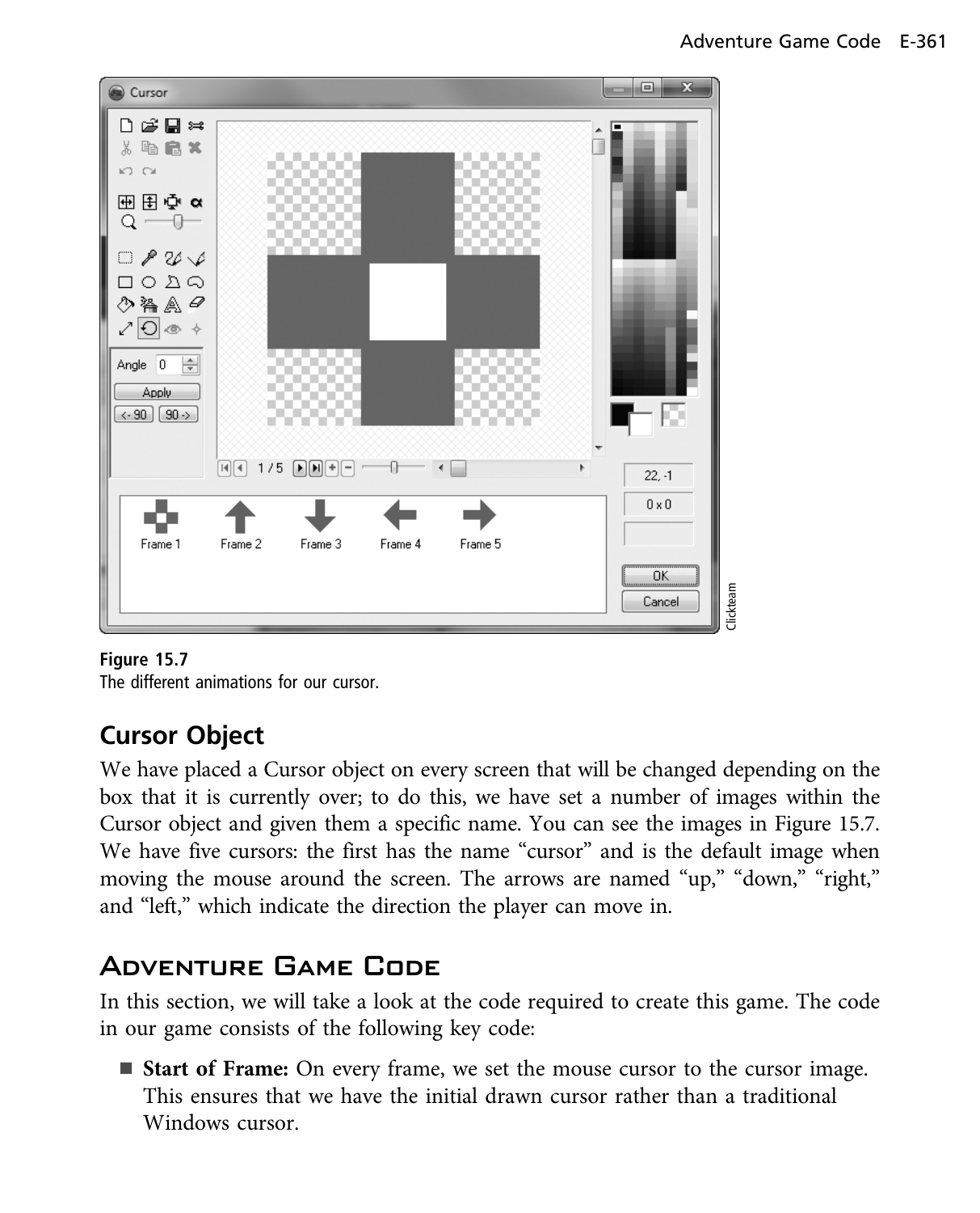Figure 15.7
The different animations for our cursor.

## Cursor Object

We have placed a Cursor object on every screen that will be changed depending on the box that it is currently over; to do this, we have set a number of images within the Cursor object and given them a specific name. You can see the images in Figure 15.7. We have five cursors: the first has the name "cursor" and is the default image when moving the mouse around the screen. The arrows are named "up," "down," "right," and "left," which indicate the direction the player can move in.

## Adventure Game Code

In this section, we will take a look at the code required to create this game. The code in our game consists of the following key code:

- **Start of Frame:** On every frame, we set the mouse cursor to the cursor image. This ensures that we have the initial drawn cursor rather than a traditional Windows cursor.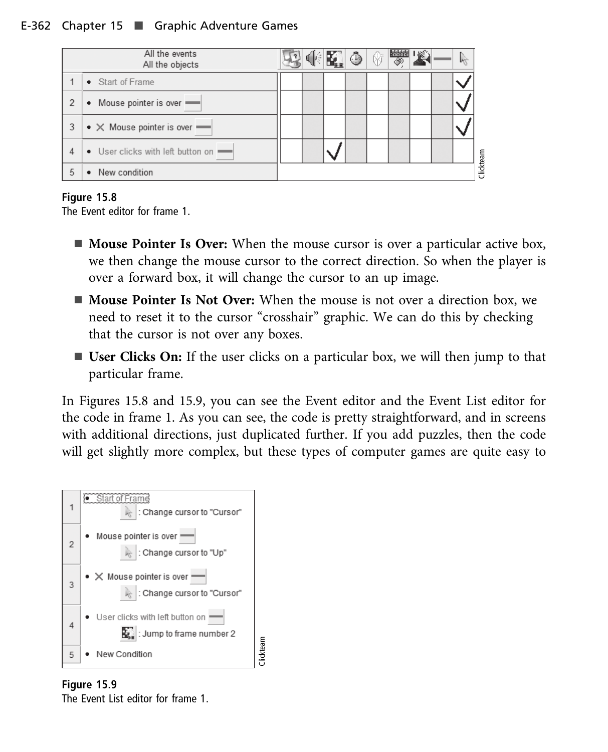| | All the events / All the objects | | | | | | | | | |
|---|---|---|---|---|---|---|---|---|---|---|
| 1 | • Start of Frame | | | | | | | | | ✓ |
| 2 | • Mouse pointer is over | | | | | | | | | ✓ |
| 3 | • ✕ Mouse pointer is over | | | | | | | | | ✓ |
| 4 | • User clicks with left button on | | | ✓ | | | | | | |
| 5 | • New condition | | | | | | | | | |

Clickteam

**Figure 15.8**
The Event editor for frame 1.

- **Mouse Pointer Is Over:** When the mouse cursor is over a particular active box, we then change the mouse cursor to the correct direction. So when the player is over a forward box, it will change the cursor to an up image.
- **Mouse Pointer Is Not Over:** When the mouse is not over a direction box, we need to reset it to the cursor "crosshair" graphic. We can do this by checking that the cursor is not over any boxes.
- **User Clicks On:** If the user clicks on a particular box, we will then jump to that particular frame.

In Figures 15.8 and 15.9, you can see the Event editor and the Event List editor for the code in frame 1. As you can see, the code is pretty straightforward, and in screens with additional directions, just duplicated further. If you add puzzles, then the code will get slightly more complex, but these types of computer games are quite easy to

| | |
|---|---|
| 1 | • Start of Frame<br>: Change cursor to "Cursor" |
| 2 | • Mouse pointer is over<br>: Change cursor to "Up" |
| 3 | • ✕ Mouse pointer is over<br>: Change cursor to "Cursor" |
| 4 | • User clicks with left button on<br>: Jump to frame number 2 |
| 5 | • New Condition |

Clickteam

**Figure 15.9**
The Event List editor for frame 1.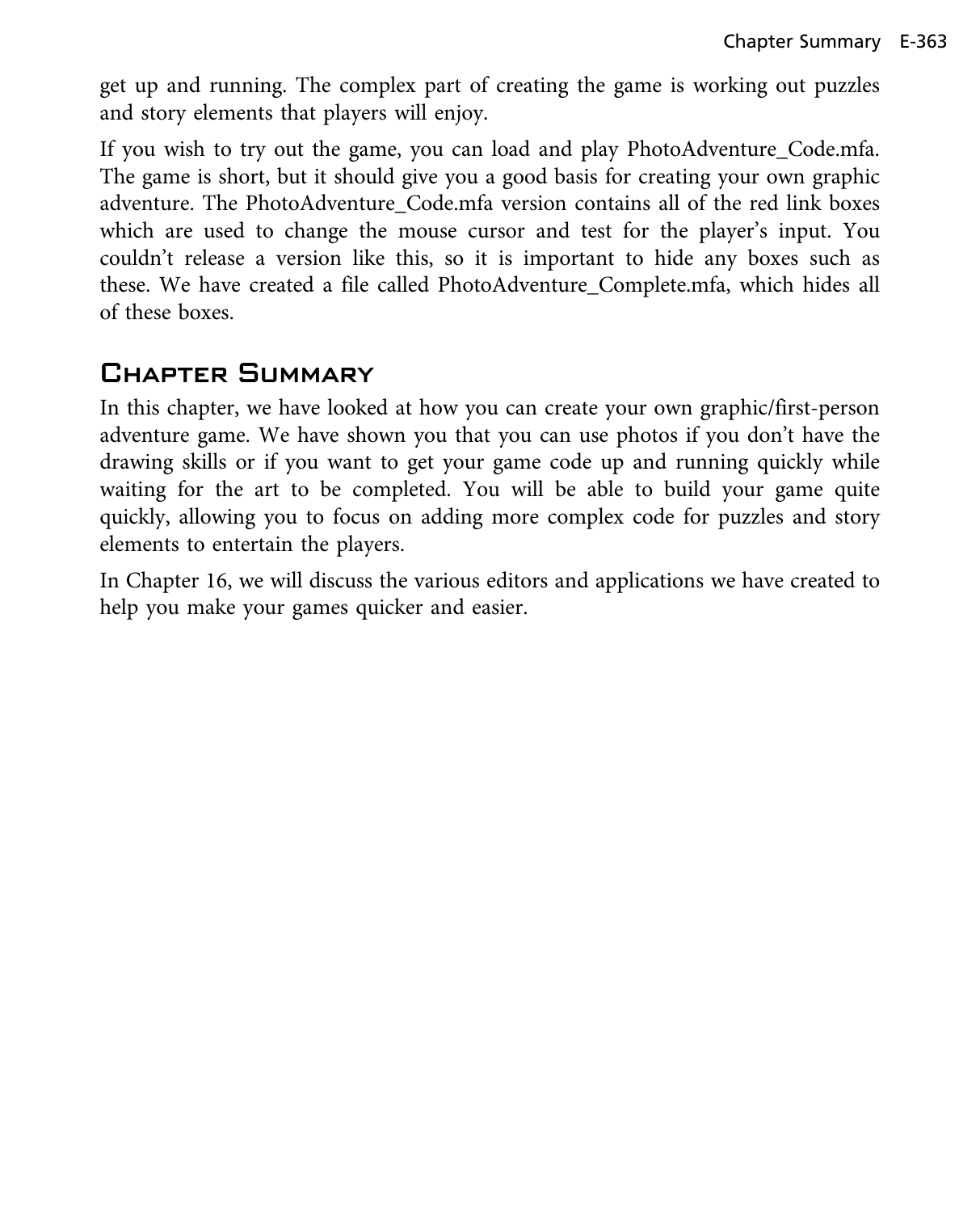get up and running. The complex part of creating the game is working out puzzles and story elements that players will enjoy.

If you wish to try out the game, you can load and play PhotoAdventure_Code.mfa. The game is short, but it should give you a good basis for creating your own graphic adventure. The PhotoAdventure_Code.mfa version contains all of the red link boxes which are used to change the mouse cursor and test for the player's input. You couldn't release a version like this, so it is important to hide any boxes such as these. We have created a file called PhotoAdventure_Complete.mfa, which hides all of these boxes.

## Chapter Summary

In this chapter, we have looked at how you can create your own graphic/first-person adventure game. We have shown you that you can use photos if you don't have the drawing skills or if you want to get your game code up and running quickly while waiting for the art to be completed. You will be able to build your game quite quickly, allowing you to focus on adding more complex code for puzzles and story elements to entertain the players.

In Chapter 16, we will discuss the various editors and applications we have created to help you make your games quicker and easier.